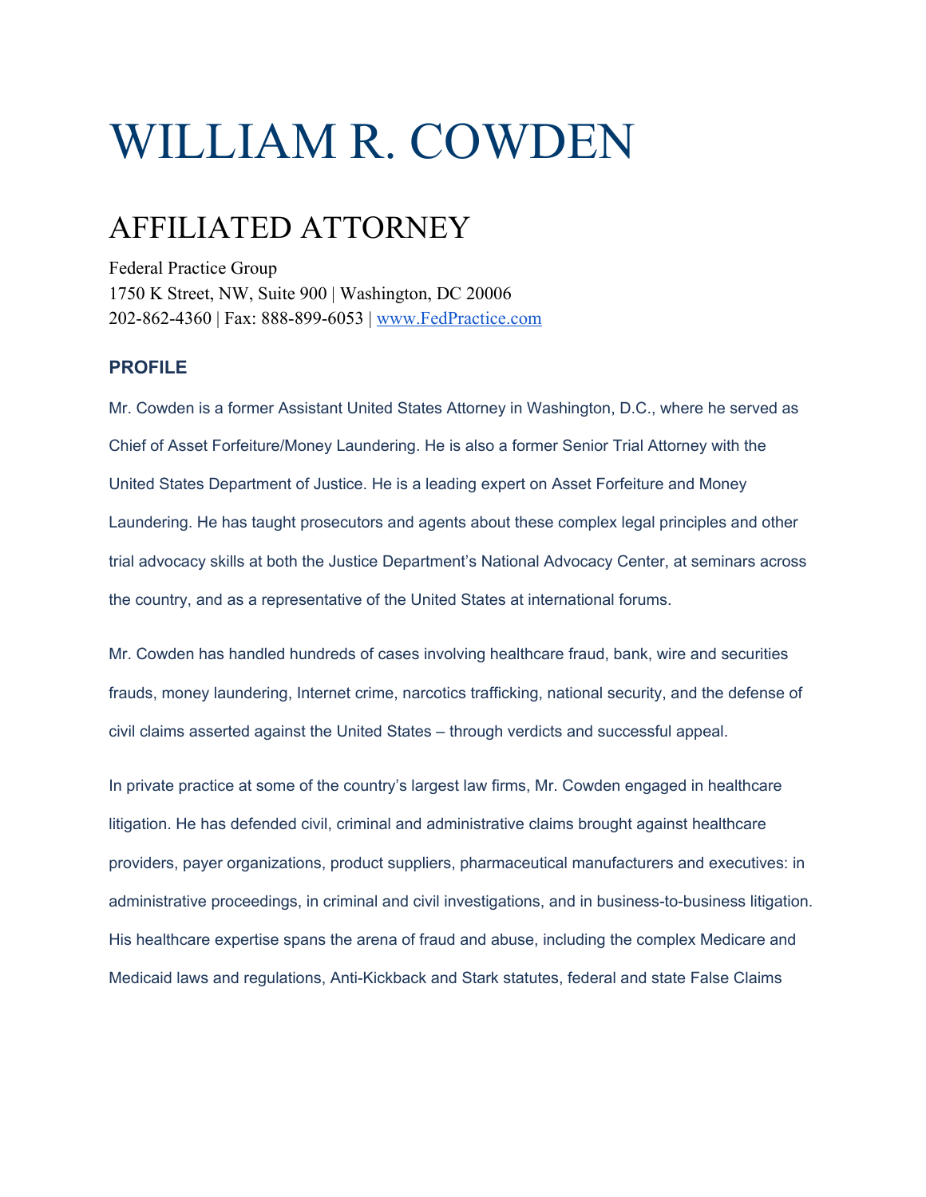# WILLIAM R. COWDEN

## AFFILIATED ATTORNEY

Federal Practice Group
1750 K Street, NW, Suite 900 | Washington, DC 20006
202-862-4360 | Fax: 888-899-6053 | www.FedPractice.com

### PROFILE

Mr. Cowden is a former Assistant United States Attorney in Washington, D.C., where he served as Chief of Asset Forfeiture/Money Laundering. He is also a former Senior Trial Attorney with the United States Department of Justice. He is a leading expert on Asset Forfeiture and Money Laundering. He has taught prosecutors and agents about these complex legal principles and other trial advocacy skills at both the Justice Department's National Advocacy Center, at seminars across the country, and as a representative of the United States at international forums.

Mr. Cowden has handled hundreds of cases involving healthcare fraud, bank, wire and securities frauds, money laundering, Internet crime, narcotics trafficking, national security, and the defense of civil claims asserted against the United States – through verdicts and successful appeal.

In private practice at some of the country's largest law firms, Mr. Cowden engaged in healthcare litigation. He has defended civil, criminal and administrative claims brought against healthcare providers, payer organizations, product suppliers, pharmaceutical manufacturers and executives: in administrative proceedings, in criminal and civil investigations, and in business-to-business litigation. His healthcare expertise spans the arena of fraud and abuse, including the complex Medicare and Medicaid laws and regulations, Anti-Kickback and Stark statutes, federal and state False Claims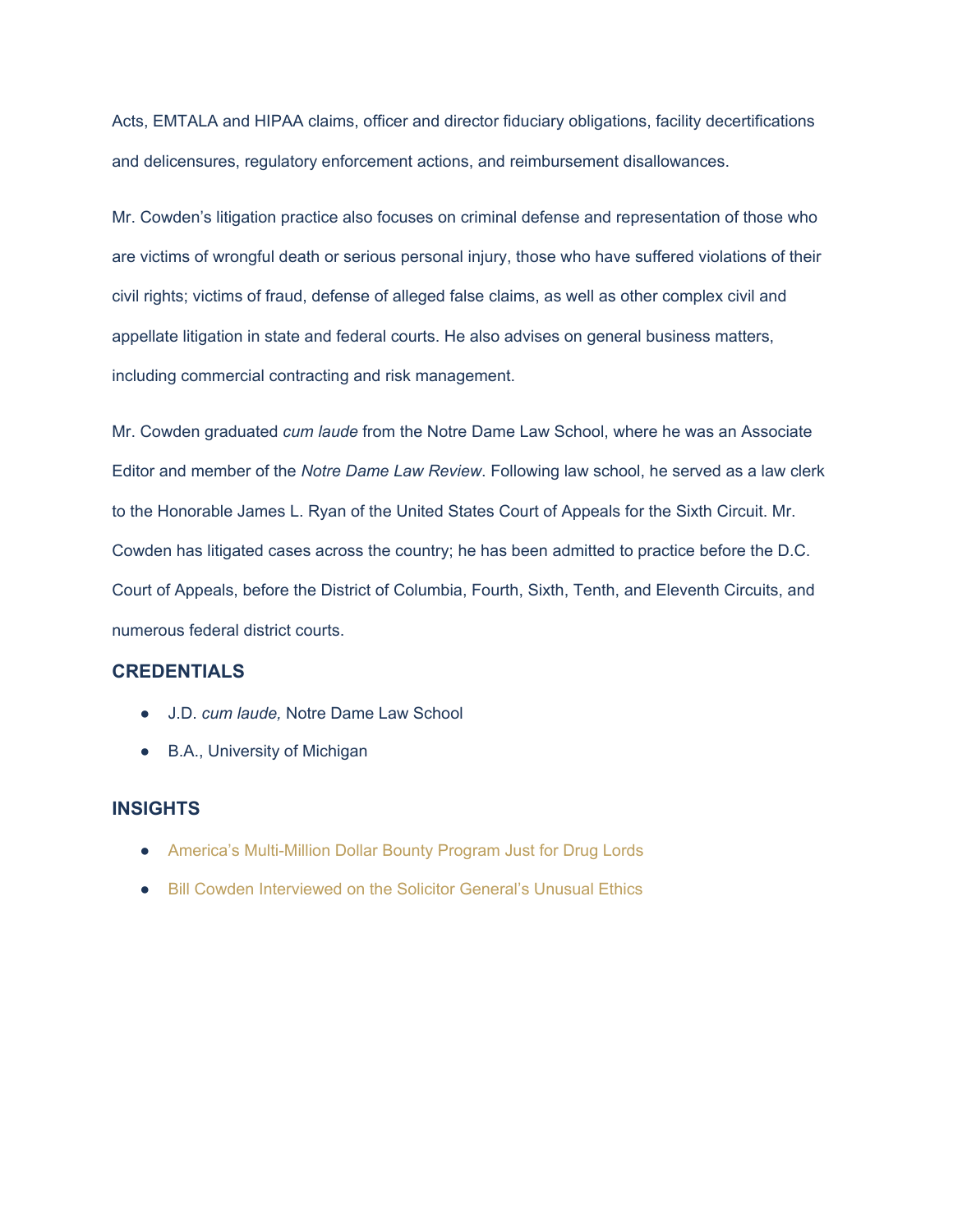Acts, EMTALA and HIPAA claims, officer and director fiduciary obligations, facility decertifications and delicensures, regulatory enforcement actions, and reimbursement disallowances.

Mr. Cowden's litigation practice also focuses on criminal defense and representation of those who are victims of wrongful death or serious personal injury, those who have suffered violations of their civil rights; victims of fraud, defense of alleged false claims, as well as other complex civil and appellate litigation in state and federal courts. He also advises on general business matters, including commercial contracting and risk management.

Mr. Cowden graduated *cum laude* from the Notre Dame Law School, where he was an Associate Editor and member of the *Notre Dame Law Review*. Following law school, he served as a law clerk to the Honorable James L. Ryan of the United States Court of Appeals for the Sixth Circuit. Mr. Cowden has litigated cases across the country; he has been admitted to practice before the D.C. Court of Appeals, before the District of Columbia, Fourth, Sixth, Tenth, and Eleventh Circuits, and numerous federal district courts.

## CREDENTIALS

- J.D. *cum laude,* Notre Dame Law School
- B.A., University of Michigan

## INSIGHTS

- America's Multi-Million Dollar Bounty Program Just for Drug Lords
- Bill Cowden Interviewed on the Solicitor General's Unusual Ethics